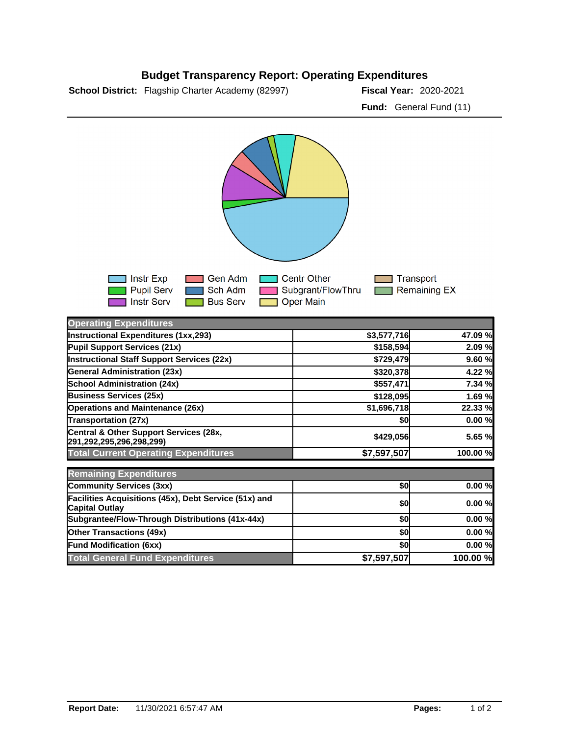# Budget Transparency Report: Operating Expenditures

**School District:** Flagship Charter Academy (82997) **Fiscal Year:** 2020-2021

**Fund:** General Fund (11)

Instr Exp, Pupil Serv, Instr Serv, Gen Adm, Sch Adm, Bus Serv, Centr Other, Subgrant/FlowThru, Oper Main, Transport, Remaining EX

| Operating Expenditures | | |
|---|---|---|
| Instructional Expenditures (1xx,293) | $3,577,716 | 47.09 % |
| Pupil Support Services (21x) | $158,594 | 2.09 % |
| Instructional Staff Support Services (22x) | $729,479 | 9.60 % |
| General Administration (23x) | $320,378 | 4.22 % |
| School Administration (24x) | $557,471 | 7.34 % |
| Business Services (25x) | $128,095 | 1.69 % |
| Operations and Maintenance (26x) | $1,696,718 | 22.33 % |
| Transportation (27x) | $0 | 0.00 % |
| Central & Other Support Services (28x, 291,292,295,296,298,299) | $429,056 | 5.65 % |
| **Total Current Operating Expenditures** | **$7,597,507** | **100.00 %** |

| Remaining Expenditures | | |
|---|---|---|
| Community Services (3xx) | $0 | 0.00 % |
| Facilities Acquisitions (45x), Debt Service (51x) and Capital Outlay | $0 | 0.00 % |
| Subgrantee/Flow-Through Distributions (41x-44x) | $0 | 0.00 % |
| Other Transactions (49x) | $0 | 0.00 % |
| Fund Modification (6xx) | $0 | 0.00 % |
| **Total General Fund Expenditures** | **$7,597,507** | **100.00 %** |

**Report Date:** 11/30/2021 6:57:47 AM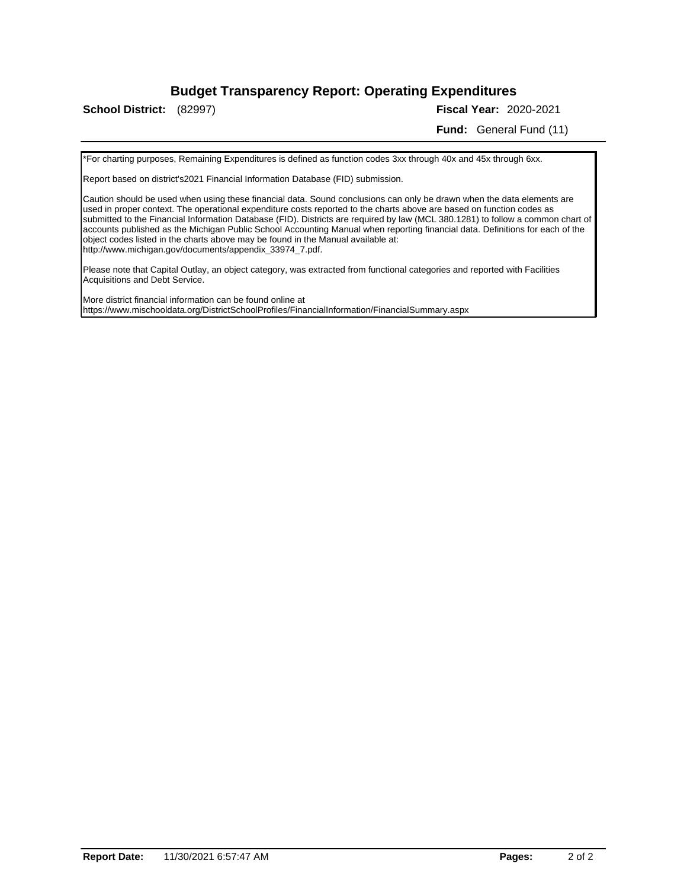# Budget Transparency Report: Operating Expenditures

**School District:** (82997)

**Fiscal Year:** 2020-2021

**Fund:** General Fund (11)

*For charting purposes, Remaining Expenditures is defined as function codes 3xx through 40x and 45x through 6xx.

Report based on district's2021 Financial Information Database (FID) submission.

Caution should be used when using these financial data. Sound conclusions can only be drawn when the data elements are used in proper context. The operational expenditure costs reported to the charts above are based on function codes as submitted to the Financial Information Database (FID). Districts are required by law (MCL 380.1281) to follow a common chart of accounts published as the Michigan Public School Accounting Manual when reporting financial data. Definitions for each of the object codes listed in the charts above may be found in the Manual available at: http://www.michigan.gov/documents/appendix_33974_7.pdf.

Please note that Capital Outlay, an object category, was extracted from functional categories and reported with Facilities Acquisitions and Debt Service.

More district financial information can be found online at https://www.mischooldata.org/DistrictSchoolProfiles/FinancialInformation/FinancialSummary.aspx

**Report Date:** 11/30/2021 6:57:47 AM